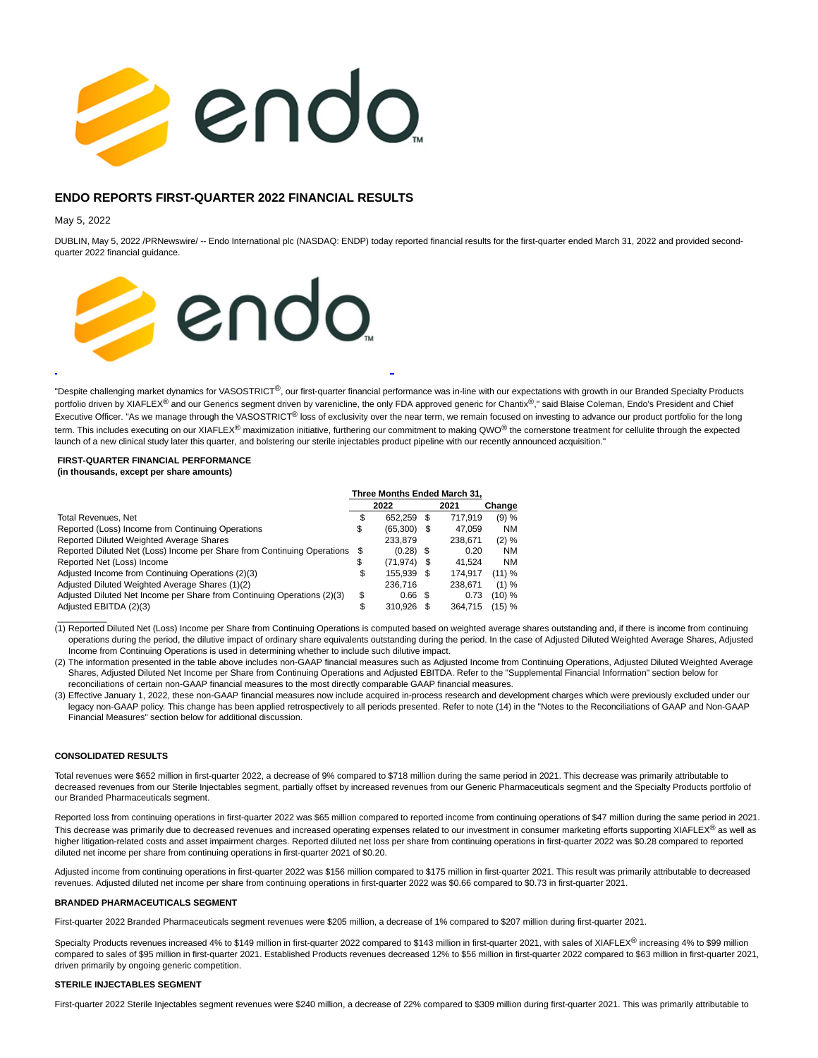# ENDO REPORTS FIRST-QUARTER 2022 FINANCIAL RESULTS

May 5, 2022

DUBLIN, May 5, 2022 /PRNewswire/ -- Endo International plc (NASDAQ: ENDP) today reported financial results for the first-quarter ended March 31, 2022 and provided second-quarter 2022 financial guidance.

"Despite challenging market dynamics for VASOSTRICT®, our first-quarter financial performance was in-line with our expectations with growth in our Branded Specialty Products portfolio driven by XIAFLEX® and our Generics segment driven by varenicline, the only FDA approved generic for Chantix®," said Blaise Coleman, Endo's President and Chief Executive Officer. "As we manage through the VASOSTRICT® loss of exclusivity over the near term, we remain focused on investing to advance our product portfolio for the long term. This includes executing on our XIAFLEX® maximization initiative, furthering our commitment to making QWO® the cornerstone treatment for cellulite through the expected launch of a new clinical study later this quarter, and bolstering our sterile injectables product pipeline with our recently announced acquisition."

**FIRST-QUARTER FINANCIAL PERFORMANCE**
**(in thousands, except per share amounts)**

| | Three Months Ended March 31, | | |
|---|---|---|---|
| | 2022 | 2021 | Change |
| Total Revenues, Net | $ 652,259 | $ 717,919 | (9) % |
| Reported (Loss) Income from Continuing Operations | $ (65,300) | $ 47,059 | NM |
| Reported Diluted Weighted Average Shares | 233,879 | 238,671 | (2) % |
| Reported Diluted Net (Loss) Income per Share from Continuing Operations | $ (0.28) | $ 0.20 | NM |
| Reported Net (Loss) Income | $ (71,974) | $ 41,524 | NM |
| Adjusted Income from Continuing Operations (2)(3) | $ 155,939 | $ 174,917 | (11) % |
| Adjusted Diluted Weighted Average Shares (1)(2) | 236,716 | 238,671 | (1) % |
| Adjusted Diluted Net Income per Share from Continuing Operations (2)(3) | $ 0.66 | $ 0.73 | (10) % |
| Adjusted EBITDA (2)(3) | $ 310,926 | $ 364,715 | (15) % |

__________

(1) Reported Diluted Net (Loss) Income per Share from Continuing Operations is computed based on weighted average shares outstanding and, if there is income from continuing operations during the period, the dilutive impact of ordinary share equivalents outstanding during the period. In the case of Adjusted Diluted Weighted Average Shares, Adjusted Income from Continuing Operations is used in determining whether to include such dilutive impact.

(2) The information presented in the table above includes non-GAAP financial measures such as Adjusted Income from Continuing Operations, Adjusted Diluted Weighted Average Shares, Adjusted Diluted Net Income per Share from Continuing Operations and Adjusted EBITDA. Refer to the "Supplemental Financial Information" section below for reconciliations of certain non-GAAP financial measures to the most directly comparable GAAP financial measures.

(3) Effective January 1, 2022, these non-GAAP financial measures now include acquired in-process research and development charges which were previously excluded under our legacy non-GAAP policy. This change has been applied retrospectively to all periods presented. Refer to note (14) in the "Notes to the Reconciliations of GAAP and Non-GAAP Financial Measures" section below for additional discussion.

## CONSOLIDATED RESULTS

Total revenues were $652 million in first-quarter 2022, a decrease of 9% compared to $718 million during the same period in 2021. This decrease was primarily attributable to decreased revenues from our Sterile Injectables segment, partially offset by increased revenues from our Generic Pharmaceuticals segment and the Specialty Products portfolio of our Branded Pharmaceuticals segment.

Reported loss from continuing operations in first-quarter 2022 was $65 million compared to reported income from continuing operations of $47 million during the same period in 2021. This decrease was primarily due to decreased revenues and increased operating expenses related to our investment in consumer marketing efforts supporting XIAFLEX® as well as higher litigation-related costs and asset impairment charges. Reported diluted net loss per share from continuing operations in first-quarter 2022 was $0.28 compared to reported diluted net income per share from continuing operations in first-quarter 2021 of $0.20.

Adjusted income from continuing operations in first-quarter 2022 was $156 million compared to $175 million in first-quarter 2021. This result was primarily attributable to decreased revenues. Adjusted diluted net income per share from continuing operations in first-quarter 2022 was $0.66 compared to $0.73 in first-quarter 2021.

## BRANDED PHARMACEUTICALS SEGMENT

First-quarter 2022 Branded Pharmaceuticals segment revenues were $205 million, a decrease of 1% compared to $207 million during first-quarter 2021.

Specialty Products revenues increased 4% to $149 million in first-quarter 2022 compared to $143 million in first-quarter 2021, with sales of XIAFLEX® increasing 4% to $99 million compared to sales of $95 million in first-quarter 2021. Established Products revenues decreased 12% to $56 million in first-quarter 2022 compared to $63 million in first-quarter 2021, driven primarily by ongoing generic competition.

## STERILE INJECTABLES SEGMENT

First-quarter 2022 Sterile Injectables segment revenues were $240 million, a decrease of 22% compared to $309 million during first-quarter 2021. This was primarily attributable to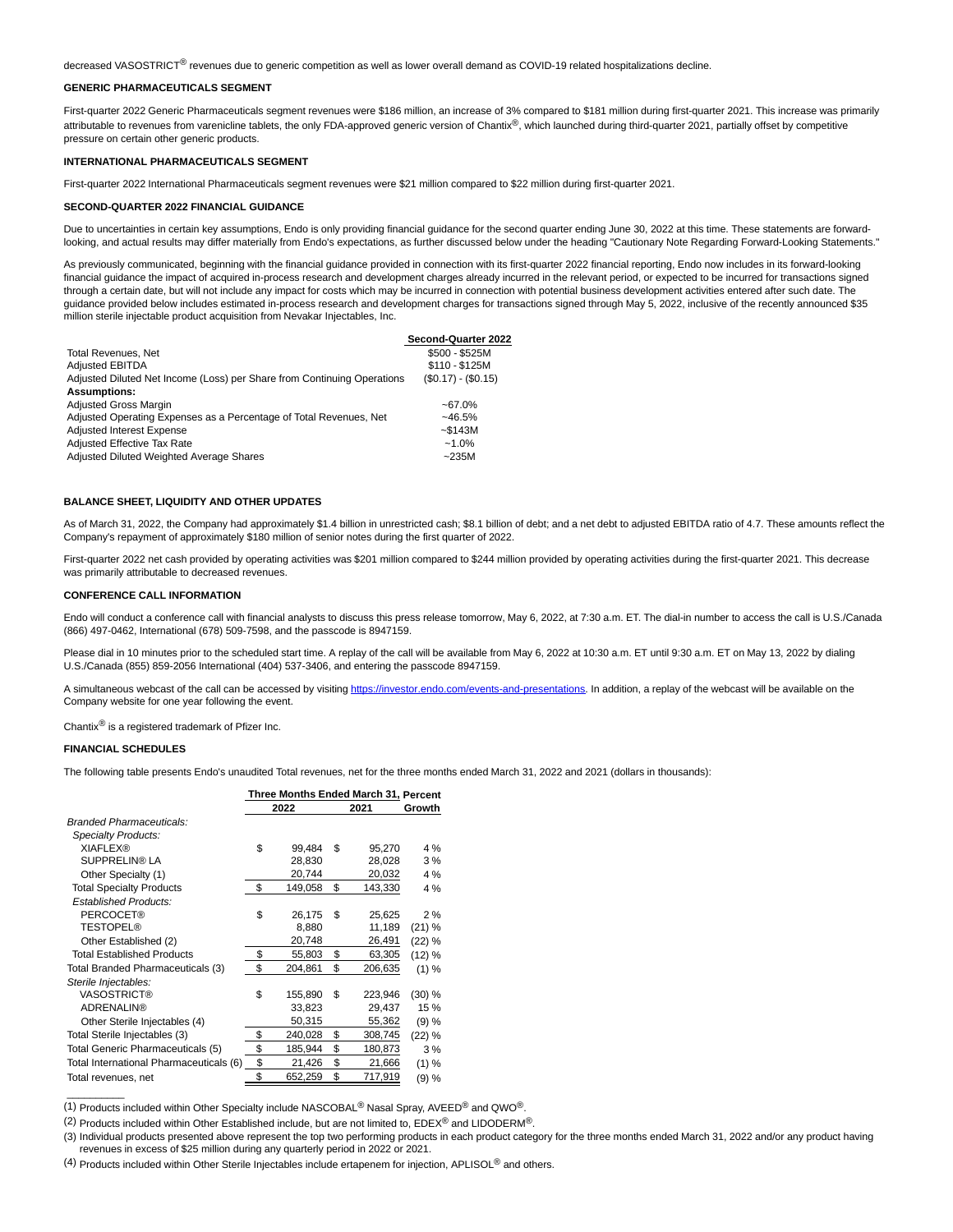decreased VASOSTRICT® revenues due to generic competition as well as lower overall demand as COVID-19 related hospitalizations decline.

**GENERIC PHARMACEUTICALS SEGMENT**

First-quarter 2022 Generic Pharmaceuticals segment revenues were $186 million, an increase of 3% compared to $181 million during first-quarter 2021. This increase was primarily attributable to revenues from varenicline tablets, the only FDA-approved generic version of Chantix®, which launched during third-quarter 2021, partially offset by competitive pressure on certain other generic products.

**INTERNATIONAL PHARMACEUTICALS SEGMENT**

First-quarter 2022 International Pharmaceuticals segment revenues were $21 million compared to $22 million during first-quarter 2021.

**SECOND-QUARTER 2022 FINANCIAL GUIDANCE**

Due to uncertainties in certain key assumptions, Endo is only providing financial guidance for the second quarter ending June 30, 2022 at this time. These statements are forward-looking, and actual results may differ materially from Endo's expectations, as further discussed below under the heading "Cautionary Note Regarding Forward-Looking Statements."

As previously communicated, beginning with the financial guidance provided in connection with its first-quarter 2022 financial reporting, Endo now includes in its forward-looking financial guidance the impact of acquired in-process research and development charges already incurred in the relevant period, or expected to be incurred for transactions signed through a certain date, but will not include any impact for costs which may be incurred in connection with potential business development activities entered after such date. The guidance provided below includes estimated in-process research and development charges for transactions signed through May 5, 2022, inclusive of the recently announced $35 million sterile injectable product acquisition from Nevakar Injectables, Inc.

| | Second-Quarter 2022 |
|---|---|
| Total Revenues, Net | $500 - $525M |
| Adjusted EBITDA | $110 - $125M |
| Adjusted Diluted Net Income (Loss) per Share from Continuing Operations | ($0.17) - ($0.15) |
| **Assumptions:** | |
| Adjusted Gross Margin | ~67.0% |
| Adjusted Operating Expenses as a Percentage of Total Revenues, Net | ~46.5% |
| Adjusted Interest Expense | ~$143M |
| Adjusted Effective Tax Rate | ~1.0% |
| Adjusted Diluted Weighted Average Shares | ~235M |

**BALANCE SHEET, LIQUIDITY AND OTHER UPDATES**

As of March 31, 2022, the Company had approximately $1.4 billion in unrestricted cash; $8.1 billion of debt; and a net debt to adjusted EBITDA ratio of 4.7. These amounts reflect the Company's repayment of approximately $180 million of senior notes during the first quarter of 2022.

First-quarter 2022 net cash provided by operating activities was $201 million compared to $244 million provided by operating activities during the first-quarter 2021. This decrease was primarily attributable to decreased revenues.

**CONFERENCE CALL INFORMATION**

Endo will conduct a conference call with financial analysts to discuss this press release tomorrow, May 6, 2022, at 7:30 a.m. ET. The dial-in number to access the call is U.S./Canada (866) 497-0462, International (678) 509-7598, and the passcode is 8947159.

Please dial in 10 minutes prior to the scheduled start time. A replay of the call will be available from May 6, 2022 at 10:30 a.m. ET until 9:30 a.m. ET on May 13, 2022 by dialing U.S./Canada (855) 859-2056 International (404) 537-3406, and entering the passcode 8947159.

A simultaneous webcast of the call can be accessed by visiting https://investor.endo.com/events-and-presentations. In addition, a replay of the webcast will be available on the Company website for one year following the event.

Chantix® is a registered trademark of Pfizer Inc.

**FINANCIAL SCHEDULES**

The following table presents Endo's unaudited Total revenues, net for the three months ended March 31, 2022 and 2021 (dollars in thousands):

| | Three Months Ended March 31, | | Percent |
|---|---|---|---|
| | 2022 | 2021 | Growth |
| *Branded Pharmaceuticals:* | | | |
| *Specialty Products:* | | | |
| XIAFLEX® | $ 99,484 | $ 95,270 | 4 % |
| SUPPRELIN® LA | 28,830 | 28,028 | 3 % |
| Other Specialty (1) | 20,744 | 20,032 | 4 % |
| Total Specialty Products | $ 149,058 | $ 143,330 | 4 % |
| *Established Products:* | | | |
| PERCOCET® | $ 26,175 | $ 25,625 | 2 % |
| TESTOPEL® | 8,880 | 11,189 | (21) % |
| Other Established (2) | 20,748 | 26,491 | (22) % |
| Total Established Products | $ 55,803 | $ 63,305 | (12) % |
| Total Branded Pharmaceuticals (3) | $ 204,861 | $ 206,635 | (1) % |
| *Sterile Injectables:* | | | |
| VASOSTRICT® | $ 155,890 | $ 223,946 | (30) % |
| ADRENALIN® | 33,823 | 29,437 | 15 % |
| Other Sterile Injectables (4) | 50,315 | 55,362 | (9) % |
| Total Sterile Injectables (3) | $ 240,028 | $ 308,745 | (22) % |
| Total Generic Pharmaceuticals (5) | $ 185,944 | $ 180,873 | 3 % |
| Total International Pharmaceuticals (6) | $ 21,426 | $ 21,666 | (1) % |
| Total revenues, net | $ 652,259 | $ 717,919 | (9) % |

__________

(1) Products included within Other Specialty include NASCOBAL® Nasal Spray, AVEED® and QWO®.

(2) Products included within Other Established include, but are not limited to, EDEX® and LIDODERM®.

(3) Individual products presented above represent the top two performing products in each product category for the three months ended March 31, 2022 and/or any product having revenues in excess of $25 million during any quarterly period in 2022 or 2021.

(4) Products included within Other Sterile Injectables include ertapenem for injection, APLISOL® and others.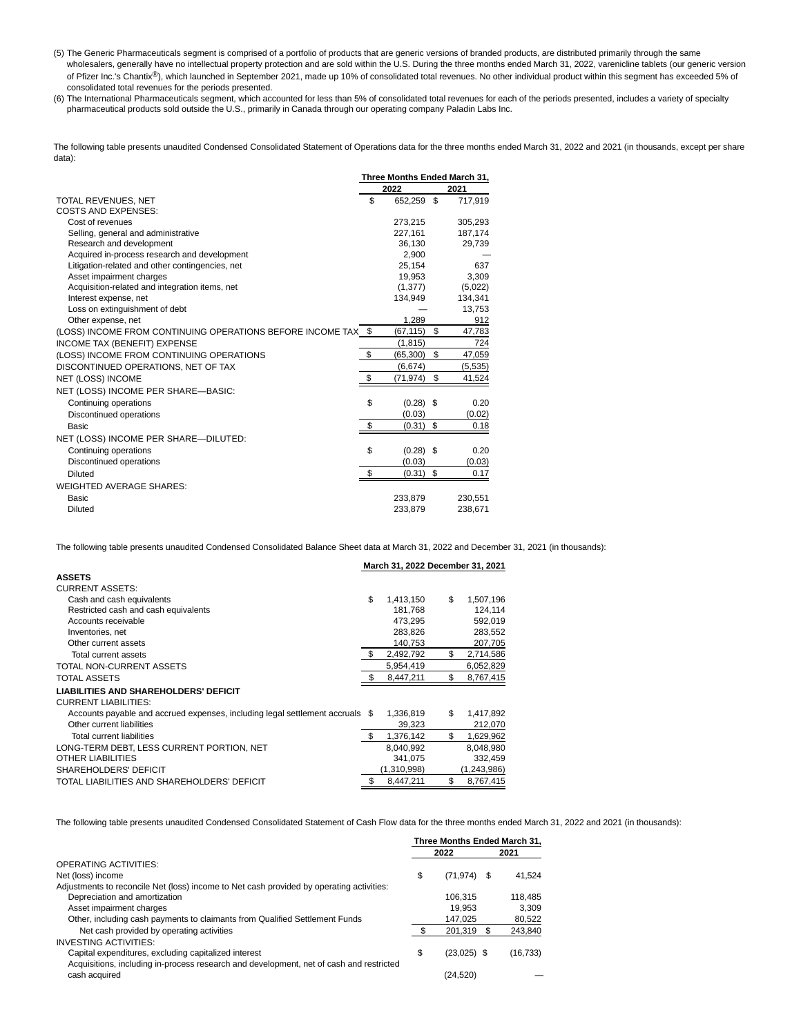(5) The Generic Pharmaceuticals segment is comprised of a portfolio of products that are generic versions of branded products, are distributed primarily through the same wholesalers, generally have no intellectual property protection and are sold within the U.S. During the three months ended March 31, 2022, varenicline tablets (our generic version of Pfizer Inc.'s Chantix®), which launched in September 2021, made up 10% of consolidated total revenues. No other individual product within this segment has exceeded 5% of consolidated total revenues for the periods presented.

(6) The International Pharmaceuticals segment, which accounted for less than 5% of consolidated total revenues for each of the periods presented, includes a variety of specialty pharmaceutical products sold outside the U.S., primarily in Canada through our operating company Paladin Labs Inc.

The following table presents unaudited Condensed Consolidated Statement of Operations data for the three months ended March 31, 2022 and 2021 (in thousands, except per share data):

| | Three Months Ended March 31, | |
|---|---|---|
| | 2022 | 2021 |
| TOTAL REVENUES, NET | $ 652,259 | $ 717,919 |
| COSTS AND EXPENSES: | | |
| Cost of revenues | 273,215 | 305,293 |
| Selling, general and administrative | 227,161 | 187,174 |
| Research and development | 36,130 | 29,739 |
| Acquired in-process research and development | 2,900 | — |
| Litigation-related and other contingencies, net | 25,154 | 637 |
| Asset impairment charges | 19,953 | 3,309 |
| Acquisition-related and integration items, net | (1,377) | (5,022) |
| Interest expense, net | 134,949 | 134,341 |
| Loss on extinguishment of debt | — | 13,753 |
| Other expense, net | 1,289 | 912 |
| (LOSS) INCOME FROM CONTINUING OPERATIONS BEFORE INCOME TAX | $ (67,115) | $ 47,783 |
| INCOME TAX (BENEFIT) EXPENSE | (1,815) | 724 |
| (LOSS) INCOME FROM CONTINUING OPERATIONS | $ (65,300) | $ 47,059 |
| DISCONTINUED OPERATIONS, NET OF TAX | (6,674) | (5,535) |
| NET (LOSS) INCOME | $ (71,974) | $ 41,524 |
| NET (LOSS) INCOME PER SHARE—BASIC: | | |
| Continuing operations | $ (0.28) | $ 0.20 |
| Discontinued operations | (0.03) | (0.02) |
| Basic | $ (0.31) | $ 0.18 |
| NET (LOSS) INCOME PER SHARE—DILUTED: | | |
| Continuing operations | $ (0.28) | $ 0.20 |
| Discontinued operations | (0.03) | (0.03) |
| Diluted | $ (0.31) | $ 0.17 |
| WEIGHTED AVERAGE SHARES: | | |
| Basic | 233,879 | 230,551 |
| Diluted | 233,879 | 238,671 |

The following table presents unaudited Condensed Consolidated Balance Sheet data at March 31, 2022 and December 31, 2021 (in thousands):

| | March 31, 2022 | December 31, 2021 |
|---|---|---|
| **ASSETS** | | |
| CURRENT ASSETS: | | |
| Cash and cash equivalents | $ 1,413,150 | $ 1,507,196 |
| Restricted cash and cash equivalents | 181,768 | 124,114 |
| Accounts receivable | 473,295 | 592,019 |
| Inventories, net | 283,826 | 283,552 |
| Other current assets | 140,753 | 207,705 |
| Total current assets | $ 2,492,792 | $ 2,714,586 |
| TOTAL NON-CURRENT ASSETS | 5,954,419 | 6,052,829 |
| TOTAL ASSETS | $ 8,447,211 | $ 8,767,415 |
| **LIABILITIES AND SHAREHOLDERS' DEFICIT** | | |
| CURRENT LIABILITIES: | | |
| Accounts payable and accrued expenses, including legal settlement accruals | $ 1,336,819 | $ 1,417,892 |
| Other current liabilities | 39,323 | 212,070 |
| Total current liabilities | $ 1,376,142 | $ 1,629,962 |
| LONG-TERM DEBT, LESS CURRENT PORTION, NET | 8,040,992 | 8,048,980 |
| OTHER LIABILITIES | 341,075 | 332,459 |
| SHAREHOLDERS' DEFICIT | (1,310,998) | (1,243,986) |
| TOTAL LIABILITIES AND SHAREHOLDERS' DEFICIT | $ 8,447,211 | $ 8,767,415 |

The following table presents unaudited Condensed Consolidated Statement of Cash Flow data for the three months ended March 31, 2022 and 2021 (in thousands):

| | Three Months Ended March 31, | |
|---|---|---|
| | 2022 | 2021 |
| OPERATING ACTIVITIES: | | |
| Net (loss) income | $ (71,974) | $ 41,524 |
| Adjustments to reconcile Net (loss) income to Net cash provided by operating activities: | | |
| Depreciation and amortization | 106,315 | 118,485 |
| Asset impairment charges | 19,953 | 3,309 |
| Other, including cash payments to claimants from Qualified Settlement Funds | 147,025 | 80,522 |
| Net cash provided by operating activities | $ 201,319 | $ 243,840 |
| INVESTING ACTIVITIES: | | |
| Capital expenditures, excluding capitalized interest | $ (23,025) | $ (16,733) |
| Acquisitions, including in-process research and development, net of cash and restricted cash acquired | (24,520) | — |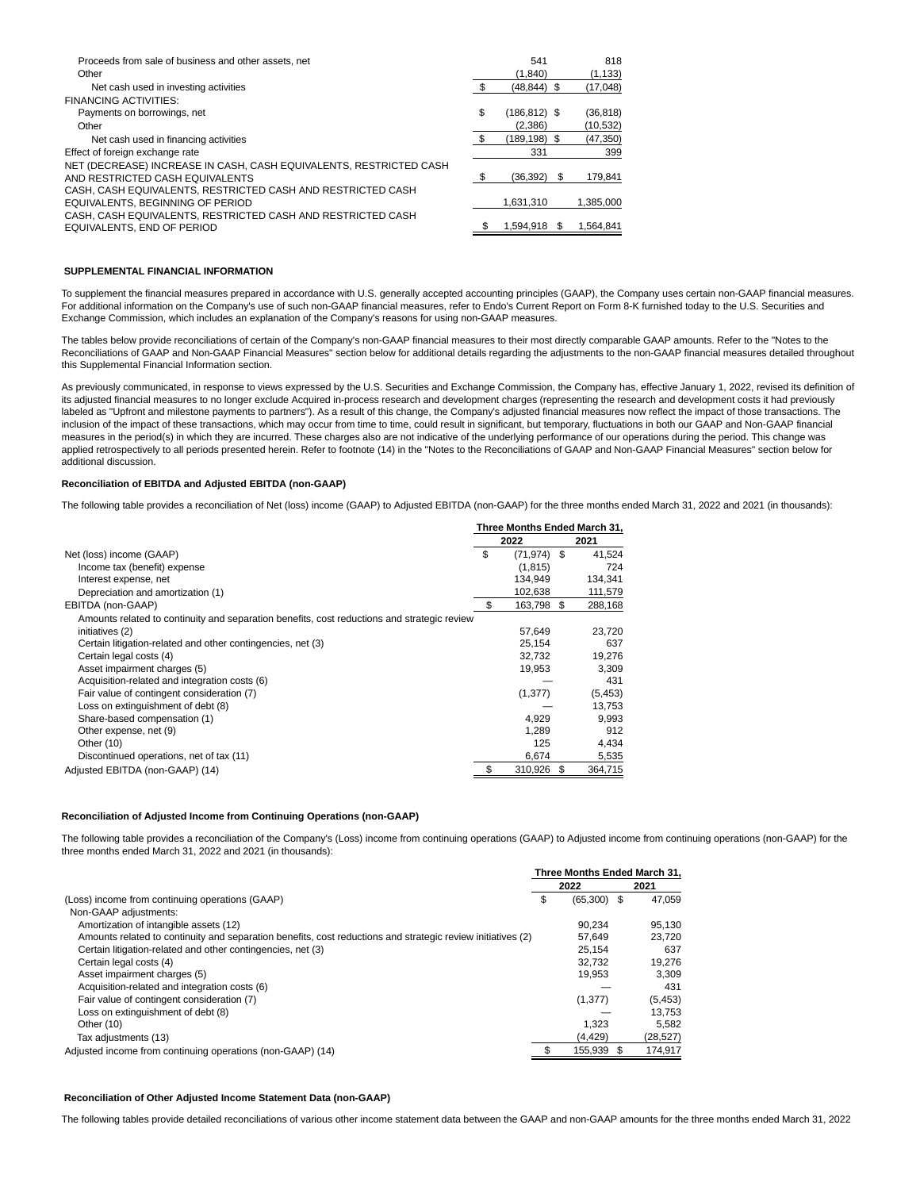| | | |
|---|---|---|
| Proceeds from sale of business and other assets, net | 541 | 818 |
| Other | (1,840) | (1,133) |
| Net cash used in investing activities | $ (48,844) | $ (17,048) |
| FINANCING ACTIVITIES: | | |
| Payments on borrowings, net | $ (186,812) | $ (36,818) |
| Other | (2,386) | (10,532) |
| Net cash used in financing activities | $ (189,198) | $ (47,350) |
| Effect of foreign exchange rate | 331 | 399 |
| NET (DECREASE) INCREASE IN CASH, CASH EQUIVALENTS, RESTRICTED CASH AND RESTRICTED CASH EQUIVALENTS | $ (36,392) | $ 179,841 |
| CASH, CASH EQUIVALENTS, RESTRICTED CASH AND RESTRICTED CASH EQUIVALENTS, BEGINNING OF PERIOD | 1,631,310 | 1,385,000 |
| CASH, CASH EQUIVALENTS, RESTRICTED CASH AND RESTRICTED CASH EQUIVALENTS, END OF PERIOD | $ 1,594,918 | $ 1,564,841 |

**SUPPLEMENTAL FINANCIAL INFORMATION**

To supplement the financial measures prepared in accordance with U.S. generally accepted accounting principles (GAAP), the Company uses certain non-GAAP financial measures. For additional information on the Company's use of such non-GAAP financial measures, refer to Endo's Current Report on Form 8-K furnished today to the U.S. Securities and Exchange Commission, which includes an explanation of the Company's reasons for using non-GAAP measures.

The tables below provide reconciliations of certain of the Company's non-GAAP financial measures to their most directly comparable GAAP amounts. Refer to the "Notes to the Reconciliations of GAAP and Non-GAAP Financial Measures" section below for additional details regarding the adjustments to the non-GAAP financial measures detailed throughout this Supplemental Financial Information section.

As previously communicated, in response to views expressed by the U.S. Securities and Exchange Commission, the Company has, effective January 1, 2022, revised its definition of its adjusted financial measures to no longer exclude Acquired in-process research and development charges (representing the research and development costs it had previously labeled as "Upfront and milestone payments to partners"). As a result of this change, the Company's adjusted financial measures now reflect the impact of those transactions. The inclusion of the impact of these transactions, which may occur from time to time, could result in significant, but temporary, fluctuations in both our GAAP and Non-GAAP financial measures in the period(s) in which they are incurred. These charges also are not indicative of the underlying performance of our operations during the period. This change was applied retrospectively to all periods presented herein. Refer to footnote (14) in the "Notes to the Reconciliations of GAAP and Non-GAAP Financial Measures" section below for additional discussion.

**Reconciliation of EBITDA and Adjusted EBITDA (non-GAAP)**

The following table provides a reconciliation of Net (loss) income (GAAP) to Adjusted EBITDA (non-GAAP) for the three months ended March 31, 2022 and 2021 (in thousands):

| | Three Months Ended March 31, | |
|---|---|---|
| | 2022 | 2021 |
| Net (loss) income (GAAP) | $ (71,974) | $ 41,524 |
| Income tax (benefit) expense | (1,815) | 724 |
| Interest expense, net | 134,949 | 134,341 |
| Depreciation and amortization (1) | 102,638 | 111,579 |
| EBITDA (non-GAAP) | $ 163,798 | $ 288,168 |
| Amounts related to continuity and separation benefits, cost reductions and strategic review initiatives (2) | 57,649 | 23,720 |
| Certain litigation-related and other contingencies, net (3) | 25,154 | 637 |
| Certain legal costs (4) | 32,732 | 19,276 |
| Asset impairment charges (5) | 19,953 | 3,309 |
| Acquisition-related and integration costs (6) | — | 431 |
| Fair value of contingent consideration (7) | (1,377) | (5,453) |
| Loss on extinguishment of debt (8) | — | 13,753 |
| Share-based compensation (1) | 4,929 | 9,993 |
| Other expense, net (9) | 1,289 | 912 |
| Other (10) | 125 | 4,434 |
| Discontinued operations, net of tax (11) | 6,674 | 5,535 |
| Adjusted EBITDA (non-GAAP) (14) | $ 310,926 | $ 364,715 |

**Reconciliation of Adjusted Income from Continuing Operations (non-GAAP)**

The following table provides a reconciliation of the Company's (Loss) income from continuing operations (GAAP) to Adjusted income from continuing operations (non-GAAP) for the three months ended March 31, 2022 and 2021 (in thousands):

| | Three Months Ended March 31, | |
|---|---|---|
| | 2022 | 2021 |
| (Loss) income from continuing operations (GAAP) | $ (65,300) | $ 47,059 |
| Non-GAAP adjustments: | | |
| Amortization of intangible assets (12) | 90,234 | 95,130 |
| Amounts related to continuity and separation benefits, cost reductions and strategic review initiatives (2) | 57,649 | 23,720 |
| Certain litigation-related and other contingencies, net (3) | 25,154 | 637 |
| Certain legal costs (4) | 32,732 | 19,276 |
| Asset impairment charges (5) | 19,953 | 3,309 |
| Acquisition-related and integration costs (6) | — | 431 |
| Fair value of contingent consideration (7) | (1,377) | (5,453) |
| Loss on extinguishment of debt (8) | — | 13,753 |
| Other (10) | 1,323 | 5,582 |
| Tax adjustments (13) | (4,429) | (28,527) |
| Adjusted income from continuing operations (non-GAAP) (14) | $ 155,939 | $ 174,917 |

**Reconciliation of Other Adjusted Income Statement Data (non-GAAP)**

The following tables provide detailed reconciliations of various other income statement data between the GAAP and non-GAAP amounts for the three months ended March 31, 2022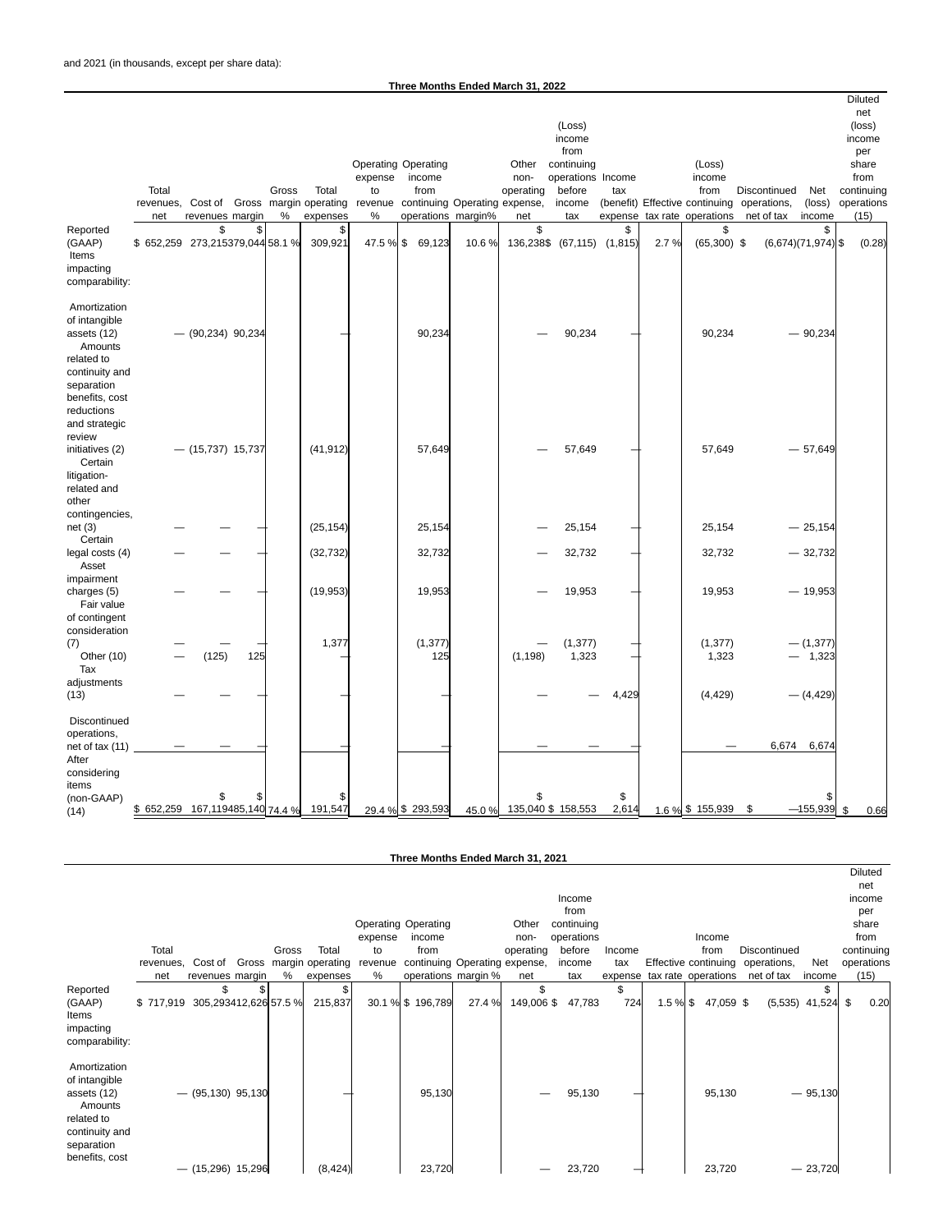and 2021 (in thousands, except per share data):

**Three Months Ended March 31, 2022**

| | Total revenues, net | Cost of revenues | Gross margin | Gross margin % | Total operating expenses | Operating expense to revenue % | Operating income from continuing operations | Operating margin% | Other non-operating expense, net | (Loss) income from continuing operations before income tax | Income tax (benefit) expense | Effective tax rate | (Loss) income from continuing operations | Discontinued operations, net of tax | Net (loss) income | Diluted net (loss) income per share from continuing operations (15) |
|---|---|---|---|---|---|---|---|---|---|---|---|---|---|---|---|---|
| Reported (GAAP) | $ 652,259 | $ 273,215 | $ 379,044 | 58.1 % | $ 309,921 | 47.5 % | $ 69,123 | 10.6 % | $ 136,238 | $ (67,115) | $ (1,815) | 2.7 % | $ (65,300) | $ (6,674) | $ (71,974) | $ (0.28) |
| Items impacting comparability: | | | | | | | | | | | | | | | | |
| Amortization of intangible assets (12) | — | (90,234) | 90,234 | | — | | 90,234 | | — | 90,234 | — | | 90,234 | — | 90,234 | |
| Amounts related to continuity and separation benefits, cost reductions and strategic review initiatives (2) | — | (15,737) | 15,737 | | (41,912) | | 57,649 | | — | 57,649 | — | | 57,649 | — | 57,649 | |
| Certain litigation-related and other contingencies, net (3) | — | — | — | | (25,154) | | 25,154 | | — | 25,154 | — | | 25,154 | — | 25,154 | |
| Certain legal costs (4) | — | — | — | | (32,732) | | 32,732 | | — | 32,732 | — | | 32,732 | — | 32,732 | |
| Asset impairment charges (5) | — | — | — | | (19,953) | | 19,953 | | — | 19,953 | — | | 19,953 | — | 19,953 | |
| Fair value of contingent consideration (7) | — | — | — | | 1,377 | | (1,377) | | — | (1,377) | — | | (1,377) | — | (1,377) | |
| Other (10) | — | (125) | 125 | | — | | 125 | | (1,198) | 1,323 | — | | 1,323 | — | 1,323 | |
| Tax adjustments (13) | — | — | — | | — | | — | | — | — | 4,429 | | (4,429) | — | (4,429) | |
| Discontinued operations, net of tax (11) | — | — | — | | — | | — | | — | — | — | | — | 6,674 | 6,674 | |
| After considering items (non-GAAP) (14) | $ 652,259 | $ 167,119 | $ 485,140 | 74.4 % | $ 191,547 | 29.4 % | $ 293,593 | 45.0 % | $ 135,040 | $ 158,553 | $ 2,614 | 1.6 % | $ 155,939 | $ — | $ 155,939 | $ 0.66 |

**Three Months Ended March 31, 2021**

| | Total revenues, net | Cost of revenues | Gross margin | Gross margin % | Total operating expenses | Operating expense to revenue % | Operating income from continuing operations | Operating margin % | Other non-operating expense, net | Income from continuing operations before income tax | Income tax expense | Effective tax rate | Income from continuing operations | Discontinued operations, net of tax | Net income | Diluted net income per share from continuing operations (15) |
|---|---|---|---|---|---|---|---|---|---|---|---|---|---|---|---|---|
| Reported (GAAP) | $ 717,919 | $ 305,293 | $ 412,626 | 57.5 % | $ 215,837 | 30.1 % | $ 196,789 | 27.4 % | $ 149,006 | $ 47,783 | $ 724 | 1.5 % | $ 47,059 | $ (5,535) | $ 41,524 | $ 0.20 |
| Items impacting comparability: | | | | | | | | | | | | | | | | |
| Amortization of intangible assets (12) | — | (95,130) | 95,130 | | — | | 95,130 | | — | 95,130 | — | | 95,130 | — | 95,130 | |
| Amounts related to continuity and separation benefits, cost | — | (15,296) | 15,296 | | (8,424) | | 23,720 | | — | 23,720 | — | | 23,720 | — | 23,720 | |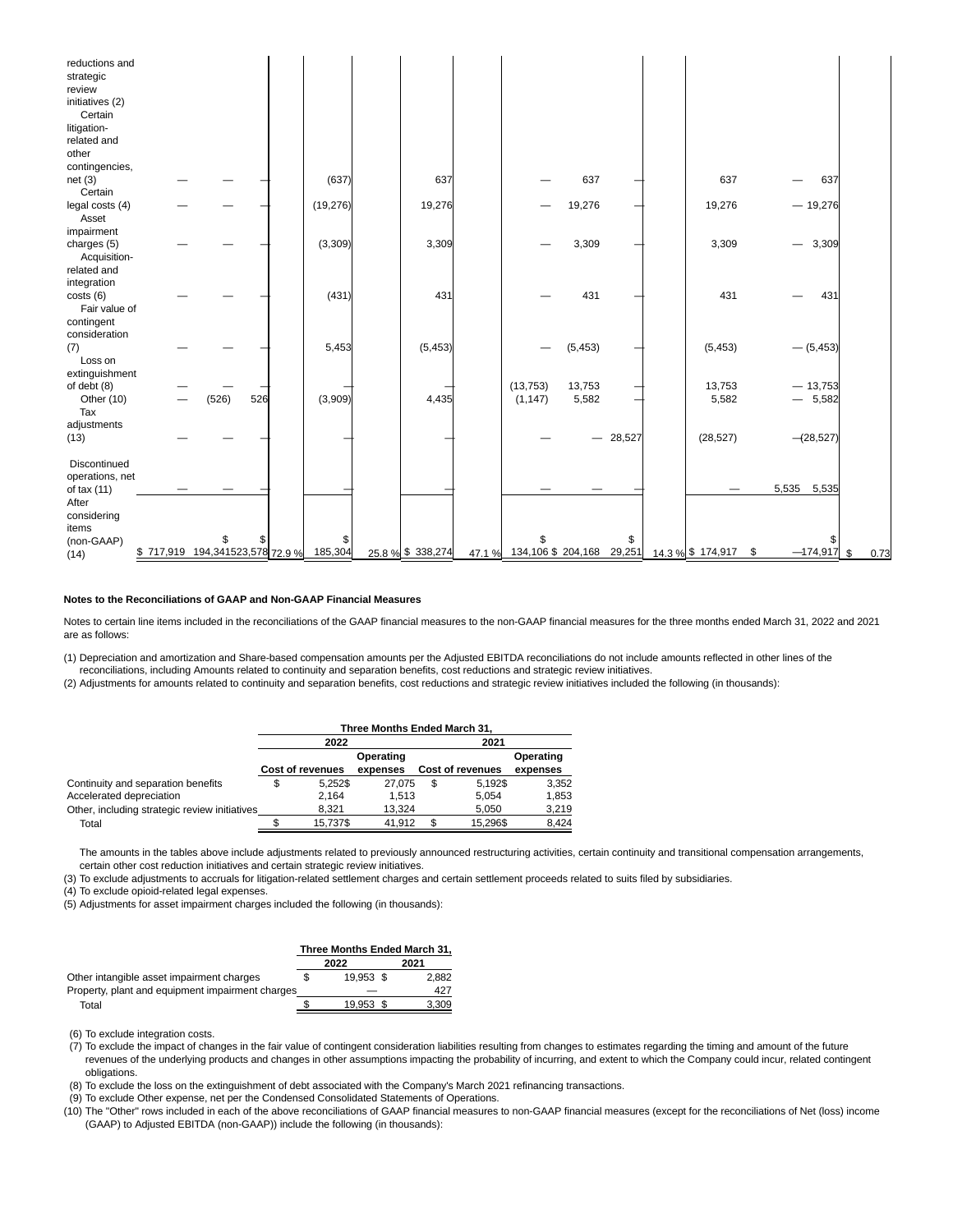| | | | | | | | | | | | | | | | | |
|---|---|---|---|---|---|---|---|---|---|---|---|---|---|---|---|---|
| reductions and strategic review initiatives (2) | | | | | | | | | | | | | | | | |
| Certain litigation-related and other contingencies, net (3) | — | — | — | | (637) | | 637 | | — | 637 | — | | 637 | — | 637 | |
| Certain legal costs (4) | — | — | — | | (19,276) | | 19,276 | | — | 19,276 | — | | 19,276 | — | 19,276 | |
| Asset impairment charges (5) | — | — | — | | (3,309) | | 3,309 | | — | 3,309 | — | | 3,309 | — | 3,309 | |
| Acquisition-related and integration costs (6) | — | — | — | | (431) | | 431 | | — | 431 | — | | 431 | — | 431 | |
| Fair value of contingent consideration (7) | — | — | — | | 5,453 | | (5,453) | | — | (5,453) | — | | (5,453) | — | (5,453) | |
| Loss on extinguishment of debt (8) | — | — | — | | — | | — | | (13,753) | 13,753 | — | | 13,753 | — | 13,753 | |
| Other (10) | — | (526) | 526 | | (3,909) | | 4,435 | | (1,147) | 5,582 | — | | 5,582 | — | 5,582 | |
| Tax adjustments (13) | — | — | — | | — | | — | | — | — | 28,527 | | (28,527) | — | (28,527) | |
| Discontinued operations, net of tax (11) | — | — | — | | — | | — | | — | — | — | | — | 5,535 | 5,535 | |
| After considering items (non-GAAP) (14) | $ 717,919 | $ 194,341 | $ 523,578 | 72.9 % | $ 185,304 | 25.8 % | $ 338,274 | 47.1 % | $ 134,106 | $ 204,168 | $ 29,251 | 14.3 % | $ 174,917 | $ — | $ 174,917 | $ 0.73 |

**Notes to the Reconciliations of GAAP and Non-GAAP Financial Measures**

Notes to certain line items included in the reconciliations of the GAAP financial measures to the non-GAAP financial measures for the three months ended March 31, 2022 and 2021 are as follows:

(1) Depreciation and amortization and Share-based compensation amounts per the Adjusted EBITDA reconciliations do not include amounts reflected in other lines of the reconciliations, including Amounts related to continuity and separation benefits, cost reductions and strategic review initiatives.

(2) Adjustments for amounts related to continuity and separation benefits, cost reductions and strategic review initiatives included the following (in thousands):

| | Three Months Ended March 31, | | | |
|---|---|---|---|---|
| | 2022 | | 2021 | |
| | Cost of revenues | Operating expenses | Cost of revenues | Operating expenses |
| Continuity and separation benefits | $ 5,252 | $ 27,075 | $ 5,192 | $ 3,352 |
| Accelerated depreciation | 2,164 | 1,513 | 5,054 | 1,853 |
| Other, including strategic review initiatives | 8,321 | 13,324 | 5,050 | 3,219 |
| Total | $ 15,737 | $ 41,912 | $ 15,296 | $ 8,424 |

The amounts in the tables above include adjustments related to previously announced restructuring activities, certain continuity and transitional compensation arrangements, certain other cost reduction initiatives and certain strategic review initiatives.

(3) To exclude adjustments to accruals for litigation-related settlement charges and certain settlement proceeds related to suits filed by subsidiaries.

(4) To exclude opioid-related legal expenses.

(5) Adjustments for asset impairment charges included the following (in thousands):

| | Three Months Ended March 31, | |
|---|---|---|
| | 2022 | 2021 |
| Other intangible asset impairment charges | $ 19,953 | $ 2,882 |
| Property, plant and equipment impairment charges | — | 427 |
| Total | $ 19,953 | $ 3,309 |

(6) To exclude integration costs.

(7) To exclude the impact of changes in the fair value of contingent consideration liabilities resulting from changes to estimates regarding the timing and amount of the future revenues of the underlying products and changes in other assumptions impacting the probability of incurring, and extent to which the Company could incur, related contingent obligations.

(8) To exclude the loss on the extinguishment of debt associated with the Company's March 2021 refinancing transactions.

(9) To exclude Other expense, net per the Condensed Consolidated Statements of Operations.

(10) The "Other" rows included in each of the above reconciliations of GAAP financial measures to non-GAAP financial measures (except for the reconciliations of Net (loss) income (GAAP) to Adjusted EBITDA (non-GAAP)) include the following (in thousands):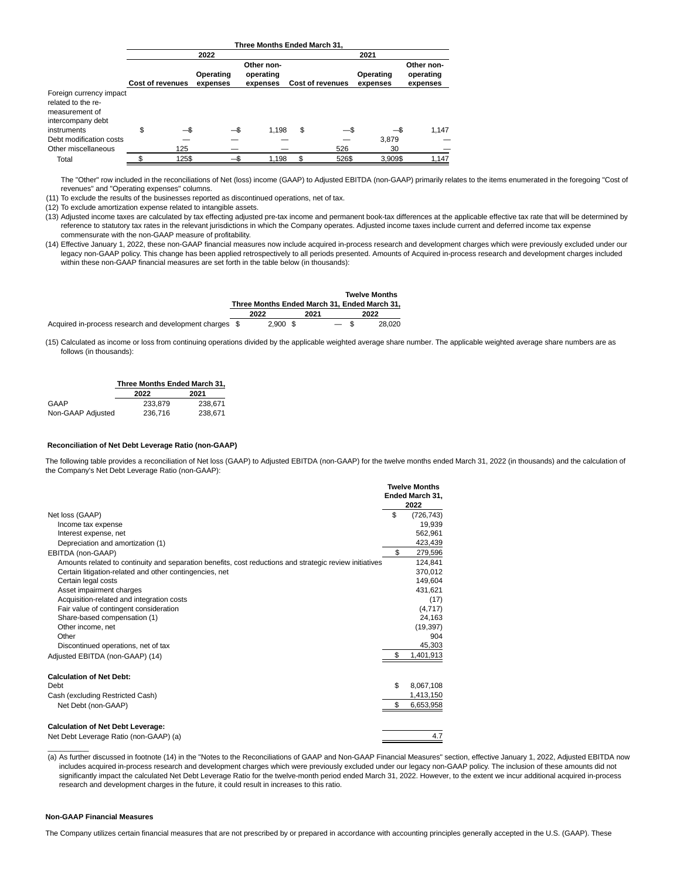| | Three Months Ended March 31, | | | | | |
|---|---|---|---|---|---|---|
| | 2022 | | | 2021 | | |
| | Cost of revenues | Operating expenses | Other non-operating expenses | Cost of revenues | Operating expenses | Other non-operating expenses |
| Foreign currency impact related to the re-measurement of intercompany debt instruments | $ — | $ — | $ 1,198 | $ — | $ — | $ 1,147 |
| Debt modification costs | — | — | — | — | 3,879 | — |
| Other miscellaneous | 125 | — | — | 526 | 30 | — |
| Total | $ 125 | $ — | $ 1,198 | $ 526 | $ 3,909 | $ 1,147 |

The "Other" row included in the reconciliations of Net (loss) income (GAAP) to Adjusted EBITDA (non-GAAP) primarily relates to the items enumerated in the foregoing "Cost of revenues" and "Operating expenses" columns.

(11) To exclude the results of the businesses reported as discontinued operations, net of tax.

(12) To exclude amortization expense related to intangible assets.

(13) Adjusted income taxes are calculated by tax effecting adjusted pre-tax income and permanent book-tax differences at the applicable effective tax rate that will be determined by reference to statutory tax rates in the relevant jurisdictions in which the Company operates. Adjusted income taxes include current and deferred income tax expense commensurate with the non-GAAP measure of profitability.

(14) Effective January 1, 2022, these non-GAAP financial measures now include acquired in-process research and development charges which were previously excluded under our legacy non-GAAP policy. This change has been applied retrospectively to all periods presented. Amounts of Acquired in-process research and development charges included within these non-GAAP financial measures are set forth in the table below (in thousands):

| | Three Months Ended March 31, | | Twelve Months Ended March 31, |
|---|---|---|---|
| | 2022 | 2021 | 2022 |
| Acquired in-process research and development charges | $ 2,900 | $ — | $ 28,020 |

(15) Calculated as income or loss from continuing operations divided by the applicable weighted average share number. The applicable weighted average share numbers are as follows (in thousands):

| | Three Months Ended March 31, | |
|---|---|---|
| | 2022 | 2021 |
| GAAP | 233,879 | 238,671 |
| Non-GAAP Adjusted | 236,716 | 238,671 |

**Reconciliation of Net Debt Leverage Ratio (non-GAAP)**

The following table provides a reconciliation of Net loss (GAAP) to Adjusted EBITDA (non-GAAP) for the twelve months ended March 31, 2022 (in thousands) and the calculation of the Company's Net Debt Leverage Ratio (non-GAAP):

| | Twelve Months Ended March 31, 2022 |
|---|---|
| Net loss (GAAP) | $ (726,743) |
| Income tax expense | 19,939 |
| Interest expense, net | 562,961 |
| Depreciation and amortization (1) | 423,439 |
| EBITDA (non-GAAP) | $ 279,596 |
| Amounts related to continuity and separation benefits, cost reductions and strategic review initiatives | 124,841 |
| Certain litigation-related and other contingencies, net | 370,012 |
| Certain legal costs | 149,604 |
| Asset impairment charges | 431,621 |
| Acquisition-related and integration costs | (17) |
| Fair value of contingent consideration | (4,717) |
| Share-based compensation (1) | 24,163 |
| Other income, net | (19,397) |
| Other | 904 |
| Discontinued operations, net of tax | 45,303 |
| Adjusted EBITDA (non-GAAP) (14) | $ 1,401,913 |
| | |
| **Calculation of Net Debt:** | |
| Debt | $ 8,067,108 |
| Cash (excluding Restricted Cash) | 1,413,150 |
| Net Debt (non-GAAP) | $ 6,653,958 |
| | |
| **Calculation of Net Debt Leverage:** | |
| Net Debt Leverage Ratio (non-GAAP) (a) | 4.7 |

__________

(a) As further discussed in footnote (14) in the "Notes to the Reconciliations of GAAP and Non-GAAP Financial Measures" section, effective January 1, 2022, Adjusted EBITDA now includes acquired in-process research and development charges which were previously excluded under our legacy non-GAAP policy. The inclusion of these amounts did not significantly impact the calculated Net Debt Leverage Ratio for the twelve-month period ended March 31, 2022. However, to the extent we incur additional acquired in-process research and development charges in the future, it could result in increases to this ratio.

**Non-GAAP Financial Measures**

The Company utilizes certain financial measures that are not prescribed by or prepared in accordance with accounting principles generally accepted in the U.S. (GAAP). These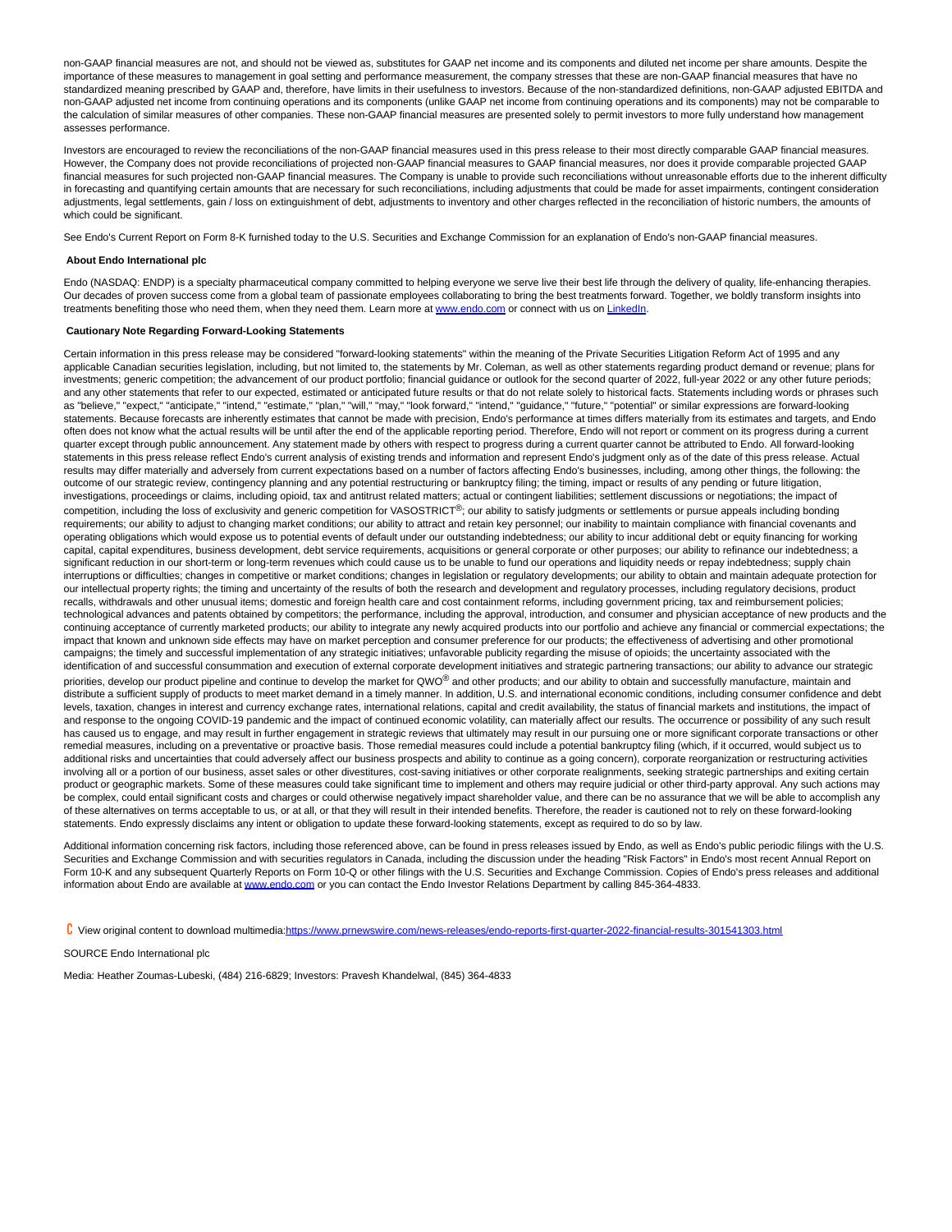non-GAAP financial measures are not, and should not be viewed as, substitutes for GAAP net income and its components and diluted net income per share amounts. Despite the importance of these measures to management in goal setting and performance measurement, the company stresses that these are non-GAAP financial measures that have no standardized meaning prescribed by GAAP and, therefore, have limits in their usefulness to investors. Because of the non-standardized definitions, non-GAAP adjusted EBITDA and non-GAAP adjusted net income from continuing operations and its components (unlike GAAP net income from continuing operations and its components) may not be comparable to the calculation of similar measures of other companies. These non-GAAP financial measures are presented solely to permit investors to more fully understand how management assesses performance.

Investors are encouraged to review the reconciliations of the non-GAAP financial measures used in this press release to their most directly comparable GAAP financial measures. However, the Company does not provide reconciliations of projected non-GAAP financial measures to GAAP financial measures, nor does it provide comparable projected GAAP financial measures for such projected non-GAAP financial measures. The Company is unable to provide such reconciliations without unreasonable efforts due to the inherent difficulty in forecasting and quantifying certain amounts that are necessary for such reconciliations, including adjustments that could be made for asset impairments, contingent consideration adjustments, legal settlements, gain / loss on extinguishment of debt, adjustments to inventory and other charges reflected in the reconciliation of historic numbers, the amounts of which could be significant.

See Endo's Current Report on Form 8-K furnished today to the U.S. Securities and Exchange Commission for an explanation of Endo's non-GAAP financial measures.

**About Endo International plc**

Endo (NASDAQ: ENDP) is a specialty pharmaceutical company committed to helping everyone we serve live their best life through the delivery of quality, life-enhancing therapies. Our decades of proven success come from a global team of passionate employees collaborating to bring the best treatments forward. Together, we boldly transform insights into treatments benefiting those who need them, when they need them. Learn more at www.endo.com or connect with us on LinkedIn.

**Cautionary Note Regarding Forward-Looking Statements**

Certain information in this press release may be considered "forward-looking statements" within the meaning of the Private Securities Litigation Reform Act of 1995 and any applicable Canadian securities legislation, including, but not limited to, the statements by Mr. Coleman, as well as other statements regarding product demand or revenue; plans for investments; generic competition; the advancement of our product portfolio; financial guidance or outlook for the second quarter of 2022, full-year 2022 or any other future periods; and any other statements that refer to our expected, estimated or anticipated future results or that do not relate solely to historical facts. Statements including words or phrases such as "believe," "expect," "anticipate," "intend," "estimate," "plan," "will," "may," "look forward," "intend," "guidance," "future," "potential" or similar expressions are forward-looking statements. Because forecasts are inherently estimates that cannot be made with precision, Endo's performance at times differs materially from its estimates and targets, and Endo often does not know what the actual results will be until after the end of the applicable reporting period. Therefore, Endo will not report or comment on its progress during a current quarter except through public announcement. Any statement made by others with respect to progress during a current quarter cannot be attributed to Endo. All forward-looking statements in this press release reflect Endo's current analysis of existing trends and information and represent Endo's judgment only as of the date of this press release. Actual results may differ materially and adversely from current expectations based on a number of factors affecting Endo's businesses, including, among other things, the following: the outcome of our strategic review, contingency planning and any potential restructuring or bankruptcy filing; the timing, impact or results of any pending or future litigation, investigations, proceedings or claims, including opioid, tax and antitrust related matters; actual or contingent liabilities; settlement discussions or negotiations; the impact of competition, including the loss of exclusivity and generic competition for VASOSTRICT®; our ability to satisfy judgments or settlements or pursue appeals including bonding requirements; our ability to adjust to changing market conditions; our ability to attract and retain key personnel; our inability to maintain compliance with financial covenants and operating obligations which would expose us to potential events of default under our outstanding indebtedness; our ability to incur additional debt or equity financing for working capital, capital expenditures, business development, debt service requirements, acquisitions or general corporate or other purposes; our ability to refinance our indebtedness; a significant reduction in our short-term or long-term revenues which could cause us to be unable to fund our operations and liquidity needs or repay indebtedness; supply chain interruptions or difficulties; changes in competitive or market conditions; changes in legislation or regulatory developments; our ability to obtain and maintain adequate protection for our intellectual property rights; the timing and uncertainty of the results of both the research and development and regulatory processes, including regulatory decisions, product recalls, withdrawals and other unusual items; domestic and foreign health care and cost containment reforms, including government pricing, tax and reimbursement policies; technological advances and patents obtained by competitors; the performance, including the approval, introduction, and consumer and physician acceptance of new products and the continuing acceptance of currently marketed products; our ability to integrate any newly acquired products into our portfolio and achieve any financial or commercial expectations; the impact that known and unknown side effects may have on market perception and consumer preference for our products; the effectiveness of advertising and other promotional campaigns; the timely and successful implementation of any strategic initiatives; unfavorable publicity regarding the misuse of opioids; the uncertainty associated with the identification of and successful consummation and execution of external corporate development initiatives and strategic partnering transactions; our ability to advance our strategic priorities, develop our product pipeline and continue to develop the market for QWO® and other products; and our ability to obtain and successfully manufacture, maintain and distribute a sufficient supply of products to meet market demand in a timely manner. In addition, U.S. and international economic conditions, including consumer confidence and debt levels, taxation, changes in interest and currency exchange rates, international relations, capital and credit availability, the status of financial markets and institutions, the impact of and response to the ongoing COVID-19 pandemic and the impact of continued economic volatility, can materially affect our results. The occurrence or possibility of any such result has caused us to engage, and may result in further engagement in strategic reviews that ultimately may result in our pursuing one or more significant corporate transactions or other remedial measures, including on a preventative or proactive basis. Those remedial measures could include a potential bankruptcy filing (which, if it occurred, would subject us to additional risks and uncertainties that could adversely affect our business prospects and ability to continue as a going concern), corporate reorganization or restructuring activities involving all or a portion of our business, asset sales or other divestitures, cost-saving initiatives or other corporate realignments, seeking strategic partnerships and exiting certain product or geographic markets. Some of these measures could take significant time to implement and others may require judicial or other third-party approval. Any such actions may be complex, could entail significant costs and charges or could otherwise negatively impact shareholder value, and there can be no assurance that we will be able to accomplish any of these alternatives on terms acceptable to us, or at all, or that they will result in their intended benefits. Therefore, the reader is cautioned not to rely on these forward-looking statements. Endo expressly disclaims any intent or obligation to update these forward-looking statements, except as required to do so by law.

Additional information concerning risk factors, including those referenced above, can be found in press releases issued by Endo, as well as Endo's public periodic filings with the U.S. Securities and Exchange Commission and with securities regulators in Canada, including the discussion under the heading "Risk Factors" in Endo's most recent Annual Report on Form 10-K and any subsequent Quarterly Reports on Form 10-Q or other filings with the U.S. Securities and Exchange Commission. Copies of Endo's press releases and additional information about Endo are available at www.endo.com or you can contact the Endo Investor Relations Department by calling 845-364-4833.

View original content to download multimedia:https://www.prnewswire.com/news-releases/endo-reports-first-quarter-2022-financial-results-301541303.html

SOURCE Endo International plc

Media: Heather Zoumas-Lubeski, (484) 216-6829; Investors: Pravesh Khandelwal, (845) 364-4833